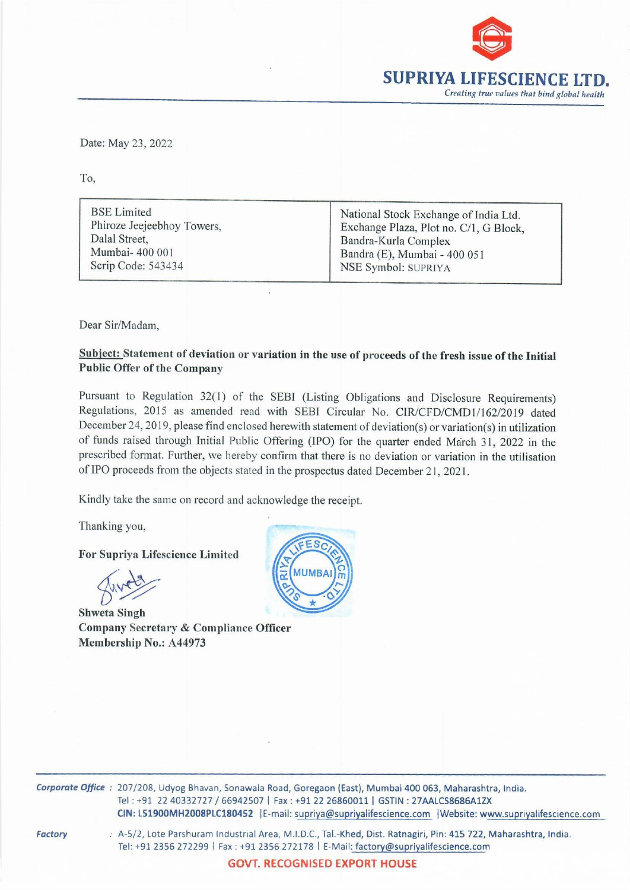**SUPRIYA LIFESCIENCE LTD.**
*Creating true values that bind global health*

Date: May 23, 2022

To,

| BSE Limited<br>Phiroze Jeejeebhoy Towers,<br>Dalal Street,<br>Mumbai- 400 001<br>Scrip Code: 543434 | National Stock Exchange of India Ltd.<br>Exchange Plaza, Plot no. C/1, G Block,<br>Bandra-Kurla Complex<br>Bandra (E), Mumbai - 400 051<br>NSE Symbol: SUPRIYA |
|---|---|

Dear Sir/Madam,

**Subject: Statement of deviation or variation in the use of proceeds of the fresh issue of the Initial Public Offer of the Company**

Pursuant to Regulation 32(1) of the SEBI (Listing Obligations and Disclosure Requirements) Regulations, 2015 as amended read with SEBI Circular No. CIR/CFD/CMD1/162/2019 dated December 24, 2019, please find enclosed herewith statement of deviation(s) or variation(s) in utilization of funds raised through Initial Public Offering (IPO) for the quarter ended March 31, 2022 in the prescribed format. Further, we hereby confirm that there is no deviation or variation in the utilisation of IPO proceeds from the objects stated in the prospectus dated December 21, 2021.

Kindly take the same on record and acknowledge the receipt.

Thanking you,

**For Supriya Lifescience Limited**

**Shweta Singh**
**Company Secretary & Compliance Officer**
**Membership No.: A44973**

*Corporate Office* : 207/208, Udyog Bhavan, Sonawala Road, Goregaon (East), Mumbai 400 063, Maharashtra, India.
Tel : +91 22 40332727 / 66942507 | Fax : +91 22 26860011 | GSTIN : 27AALCS8686A1ZX
CIN: L51900MH2008PLC180452 | E-mail: supriya@supriyalifescience.com | Website: www.supriyalifescience.com

*Factory* : A-5/2, Lote Parshuram Industrial Area, M.I.D.C., Tal.-Khed, Dist. Ratnagiri, Pin: 415 722, Maharashtra, India.
Tel: +91 2356 272299 | Fax : +91 2356 272178 | E-Mail: factory@supriyalifescience.com

GOVT. RECOGNISED EXPORT HOUSE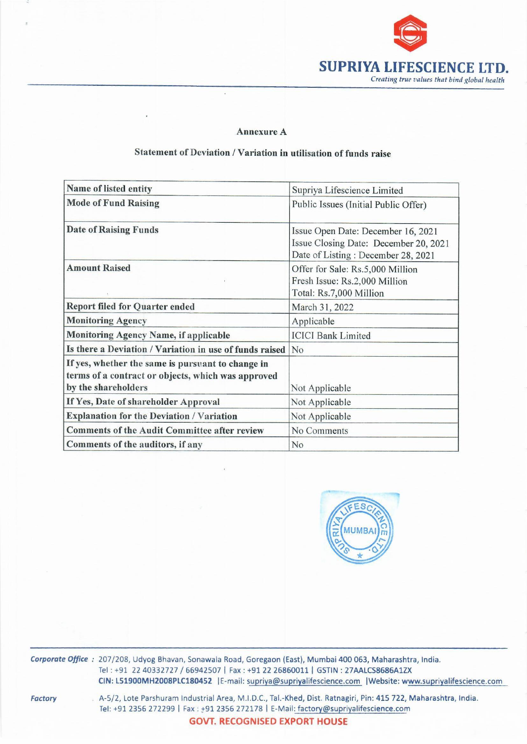## Annexure A

### Statement of Deviation / Variation in utilisation of funds raise

| | |
|---|---|
| **Name of listed entity** | Supriya Lifescience Limited |
| **Mode of Fund Raising** | Public Issues (Initial Public Offer) |
| **Date of Raising Funds** | Issue Open Date: December 16, 2021<br>Issue Closing Date: December 20, 2021<br>Date of Listing : December 28, 2021 |
| **Amount Raised** | Offer for Sale: Rs.5,000 Million<br>Fresh Issue: Rs.2,000 Million<br>Total: Rs.7,000 Million |
| **Report filed for Quarter ended** | March 31, 2022 |
| **Monitoring Agency** | Applicable |
| **Monitoring Agency Name, if applicable** | ICICI Bank Limited |
| **Is there a Deviation / Variation in use of funds raised** | No |
| **If yes, whether the same is pursuant to change in terms of a contract or objects, which was approved by the shareholders** | Not Applicable |
| **If Yes, Date of shareholder Approval** | Not Applicable |
| **Explanation for the Deviation / Variation** | Not Applicable |
| **Comments of the Audit Committee after review** | No Comments |
| **Comments of the auditors, if any** | No |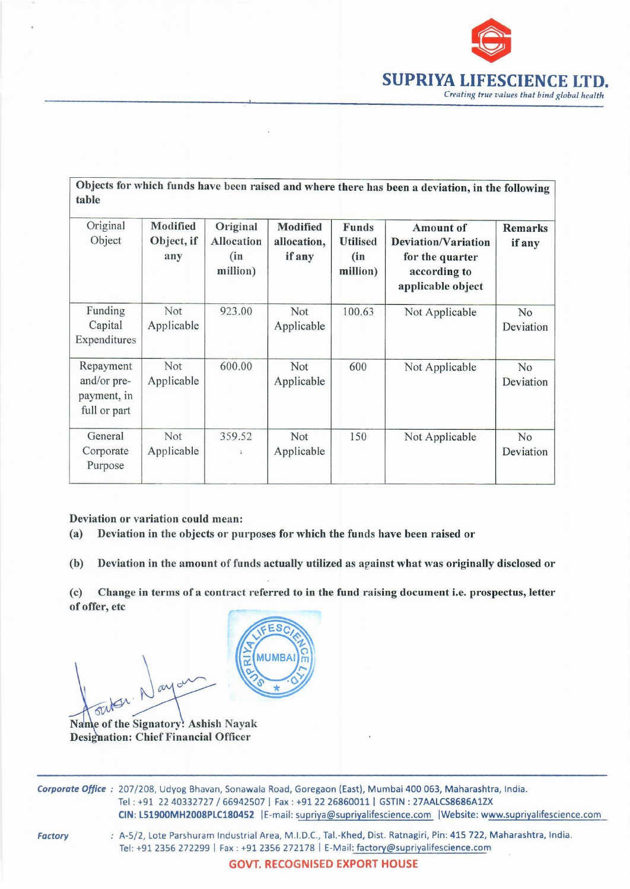| Objects for which funds have been raised and where there has been a deviation, in the following table | | | | | | |
|---|---|---|---|---|---|---|
| Original Object | Modified Object, if any | Original Allocation (in million) | Modified allocation, if any | Funds Utilised (in million) | Amount of Deviation/Variation for the quarter according to applicable object | Remarks if any |
| Funding Capital Expenditures | Not Applicable | 923.00 | Not Applicable | 100.63 | Not Applicable | No Deviation |
| Repayment and/or pre-payment, in full or part | Not Applicable | 600.00 | Not Applicable | 600 | Not Applicable | No Deviation |
| General Corporate Purpose | Not Applicable | 359.52 | Not Applicable | 150 | Not Applicable | No Deviation |

**Deviation or variation could mean:**

**(a) Deviation in the objects or purposes for which the funds have been raised or**

**(b) Deviation in the amount of funds actually utilized as against what was originally disclosed or**

**(c) Change in terms of a contract referred to in the fund raising document i.e. prospectus, letter of offer, etc**

**Name of the Signatory: Ashish Nayak**
**Designation: Chief Financial Officer**